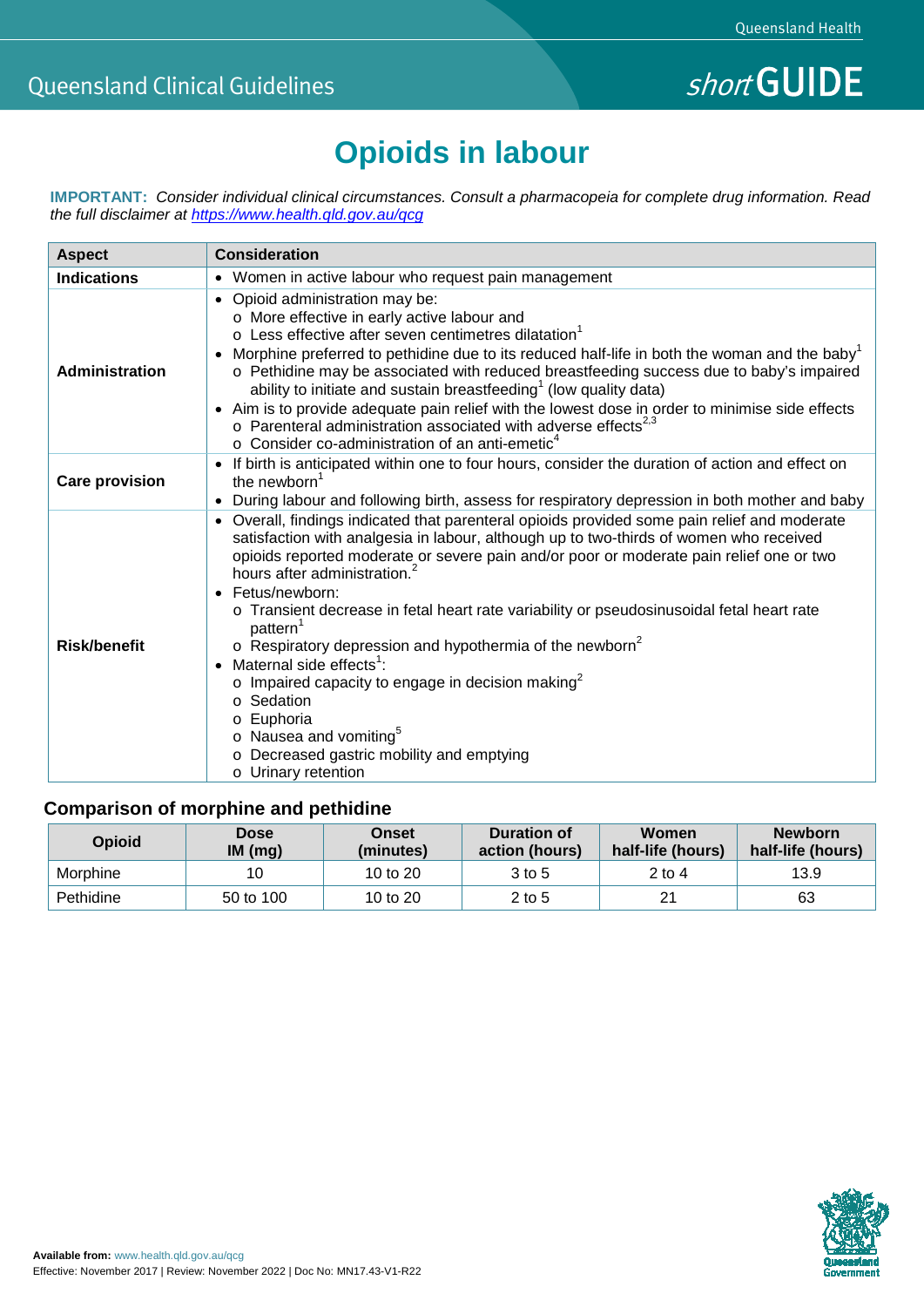Queensland Clinical Guidelines

*short* GUIDE

# Opioids in labour

**IMPORTANT:** *Consider individual clinical circumstances. Consult a pharmacopeia for complete drug information. Read the full disclaimer at https://www.health.qld.gov.au/qcg*

| Aspect | Consideration |
|---|---|
| **Indications** | • Women in active labour who request pain management |
| **Administration** | • Opioid administration may be:<br>  o More effective in early active labour and<br>  o Less effective after seven centimetres dilatation[1]<br>• Morphine preferred to pethidine due to its reduced half-life in both the woman and the baby[1]<br>  o Pethidine may be associated with reduced breastfeeding success due to baby's impaired ability to initiate and sustain breastfeeding[1] (low quality data)<br>• Aim is to provide adequate pain relief with the lowest dose in order to minimise side effects<br>  o Parenteral administration associated with adverse effects[2,3]<br>  o Consider co-administration of an anti-emetic[4] |
| **Care provision** | • If birth is anticipated within one to four hours, consider the duration of action and effect on the newborn[1]<br>• During labour and following birth, assess for respiratory depression in both mother and baby |
| **Risk/benefit** | • Overall, findings indicated that parenteral opioids provided some pain relief and moderate satisfaction with analgesia in labour, although up to two-thirds of women who received opioids reported moderate or severe pain and/or poor or moderate pain relief one or two hours after administration.[2]<br>• Fetus/newborn:<br>  o Transient decrease in fetal heart rate variability or pseudosinusoidal fetal heart rate pattern[1]<br>  o Respiratory depression and hypothermia of the newborn[2]<br>• Maternal side effects[1]:<br>  o Impaired capacity to engage in decision making[2]<br>  o Sedation<br>  o Euphoria<br>  o Nausea and vomiting[5]<br>  o Decreased gastric mobility and emptying<br>  o Urinary retention |

## Comparison of morphine and pethidine

| Opioid | Dose IM (mg) | Onset (minutes) | Duration of action (hours) | Women half-life (hours) | Newborn half-life (hours) |
|---|---|---|---|---|---|
| Morphine | 10 | 10 to 20 | 3 to 5 | 2 to 4 | 13.9 |
| Pethidine | 50 to 100 | 10 to 20 | 2 to 5 | 21 | 63 |

**Available from:** www.health.qld.gov.au/qcg
Effective: November 2017 | Review: November 2022 | Doc No: MN17.43-V1-R22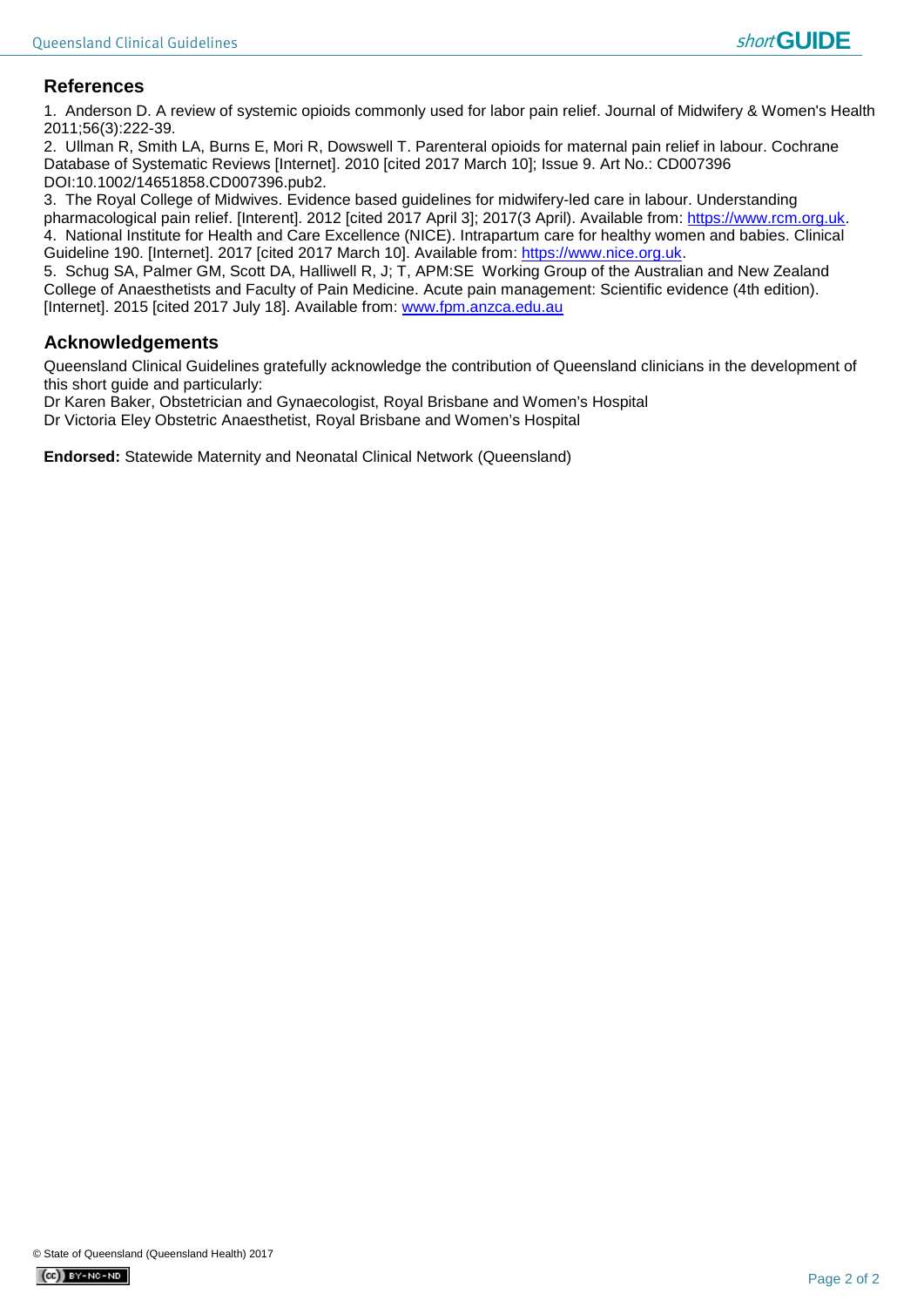## References

1. Anderson D. A review of systemic opioids commonly used for labor pain relief. Journal of Midwifery & Women's Health 2011;56(3):222-39.
2. Ullman R, Smith LA, Burns E, Mori R, Dowswell T. Parenteral opioids for maternal pain relief in labour. Cochrane Database of Systematic Reviews [Internet]. 2010 [cited 2017 March 10]; Issue 9. Art No.: CD007396 DOI:10.1002/14651858.CD007396.pub2.
3. The Royal College of Midwives. Evidence based guidelines for midwifery-led care in labour. Understanding pharmacological pain relief. [Interent]. 2012 [cited 2017 April 3]; 2017(3 April). Available from: https://www.rcm.org.uk.
4. National Institute for Health and Care Excellence (NICE). Intrapartum care for healthy women and babies. Clinical Guideline 190. [Internet]. 2017 [cited 2017 March 10]. Available from: https://www.nice.org.uk.
5. Schug SA, Palmer GM, Scott DA, Halliwell R, J; T, APM:SE Working Group of the Australian and New Zealand College of Anaesthetists and Faculty of Pain Medicine. Acute pain management: Scientific evidence (4th edition). [Internet]. 2015 [cited 2017 July 18]. Available from: www.fpm.anzca.edu.au

## Acknowledgements

Queensland Clinical Guidelines gratefully acknowledge the contribution of Queensland clinicians in the development of this short guide and particularly:

Dr Karen Baker, Obstetrician and Gynaecologist, Royal Brisbane and Women's Hospital

Dr Victoria Eley Obstetric Anaesthetist, Royal Brisbane and Women's Hospital

**Endorsed:** Statewide Maternity and Neonatal Clinical Network (Queensland)

© State of Queensland (Queensland Health) 2017